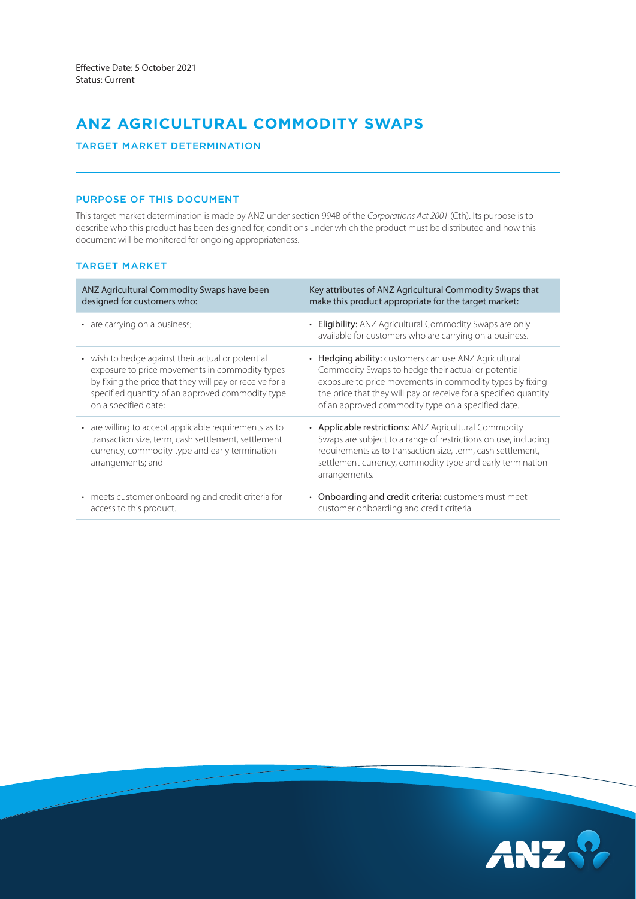Effective Date: 5 October 2021
Status: Current

# ANZ AGRICULTURAL COMMODITY SWAPS

## TARGET MARKET DETERMINATION

### PURPOSE OF THIS DOCUMENT

This target market determination is made by ANZ under section 994B of the *Corporations Act 2001* (Cth). Its purpose is to describe who this product has been designed for, conditions under which the product must be distributed and how this document will be monitored for ongoing appropriateness.

### TARGET MARKET

| ANZ Agricultural Commodity Swaps have been designed for customers who: | Key attributes of ANZ Agricultural Commodity Swaps that make this product appropriate for the target market: |
|---|---|
| • are carrying on a business; | • **Eligibility:** ANZ Agricultural Commodity Swaps are only available for customers who are carrying on a business. |
| • wish to hedge against their actual or potential exposure to price movements in commodity types by fixing the price that they will pay or receive for a specified quantity of an approved commodity type on a specified date; | • **Hedging ability:** customers can use ANZ Agricultural Commodity Swaps to hedge their actual or potential exposure to price movements in commodity types by fixing the price that they will pay or receive for a specified quantity of an approved commodity type on a specified date. |
| • are willing to accept applicable requirements as to transaction size, term, cash settlement, settlement currency, commodity type and early termination arrangements; and | • **Applicable restrictions:** ANZ Agricultural Commodity Swaps are subject to a range of restrictions on use, including requirements as to transaction size, term, cash settlement, settlement currency, commodity type and early termination arrangements. |
| • meets customer onboarding and credit criteria for access to this product. | • **Onboarding and credit criteria:** customers must meet customer onboarding and credit criteria. |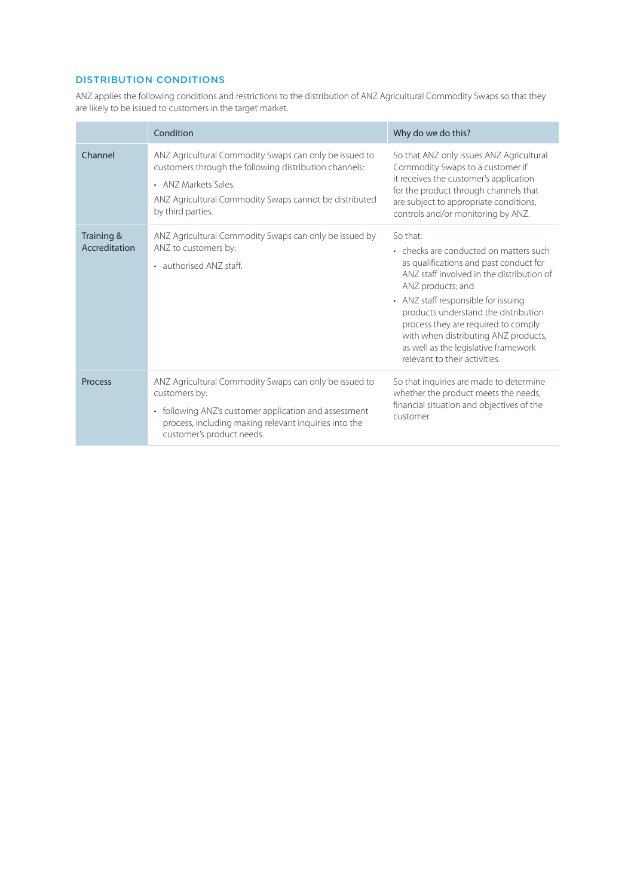## DISTRIBUTION CONDITIONS

ANZ applies the following conditions and restrictions to the distribution of ANZ Agricultural Commodity Swaps so that they are likely to be issued to customers in the target market.

| | Condition | Why do we do this? |
|---|---|---|
| Channel | ANZ Agricultural Commodity Swaps can only be issued to customers through the following distribution channels:<br>• ANZ Markets Sales.<br>ANZ Agricultural Commodity Swaps cannot be distributed by third parties. | So that ANZ only issues ANZ Agricultural Commodity Swaps to a customer if it receives the customer's application for the product through channels that are subject to appropriate conditions, controls and/or monitoring by ANZ. |
| Training & Accreditation | ANZ Agricultural Commodity Swaps can only be issued by ANZ to customers by:<br>• authorised ANZ staff. | So that:<br>• checks are conducted on matters such as qualifications and past conduct for ANZ staff involved in the distribution of ANZ products; and<br>• ANZ staff responsible for issuing products understand the distribution process they are required to comply with when distributing ANZ products, as well as the legislative framework relevant to their activities. |
| Process | ANZ Agricultural Commodity Swaps can only be issued to customers by:<br>• following ANZ's customer application and assessment process, including making relevant inquiries into the customer's product needs. | So that inquiries are made to determine whether the product meets the needs, financial situation and objectives of the customer. |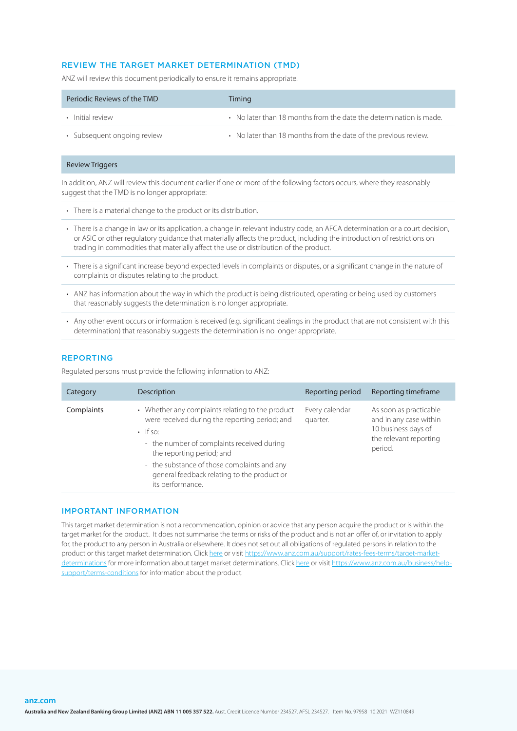## REVIEW THE TARGET MARKET DETERMINATION (TMD)

ANZ will review this document periodically to ensure it remains appropriate.

| Periodic Reviews of the TMD | Timing |
|---|---|
| • Initial review | • No later than 18 months from the date the determination is made. |
| • Subsequent ongoing review | • No later than 18 months from the date of the previous review. |

### Review Triggers

In addition, ANZ will review this document earlier if one or more of the following factors occurs, where they reasonably suggest that the TMD is no longer appropriate:

- There is a material change to the product or its distribution.
- There is a change in law or its application, a change in relevant industry code, an AFCA determination or a court decision, or ASIC or other regulatory guidance that materially affects the product, including the introduction of restrictions on trading in commodities that materially affect the use or distribution of the product.
- There is a significant increase beyond expected levels in complaints or disputes, or a significant change in the nature of complaints or disputes relating to the product.
- ANZ has information about the way in which the product is being distributed, operating or being used by customers that reasonably suggests the determination is no longer appropriate.
- Any other event occurs or information is received (e.g. significant dealings in the product that are not consistent with this determination) that reasonably suggests the determination is no longer appropriate.

## REPORTING

Regulated persons must provide the following information to ANZ:

| Category | Description | Reporting period | Reporting timeframe |
|---|---|---|---|
| Complaints | • Whether any complaints relating to the product were received during the reporting period; and<br>• If so:<br>- the number of complaints received during the reporting period; and<br>- the substance of those complaints and any general feedback relating to the product or its performance. | Every calendar quarter. | As soon as practicable and in any case within 10 business days of the relevant reporting period. |

## IMPORTANT INFORMATION

This target market determination is not a recommendation, opinion or advice that any person acquire the product or is within the target market for the product. It does not summarise the terms or risks of the product and is not an offer of, or invitation to apply for, the product to any person in Australia or elsewhere. It does not set out all obligations of regulated persons in relation to the product or this target market determination. Click here or visit https://www.anz.com.au/support/rates-fees-terms/target-market-determinations for more information about target market determinations. Click here or visit https://www.anz.com.au/business/help-support/terms-conditions for information about the product.

anz.com

**Australia and New Zealand Banking Group Limited (ANZ) ABN 11 005 357 522.** Aust. Credit Licence Number 234527. AFSL 234527. Item No. 97958 10.2021 WZ110849